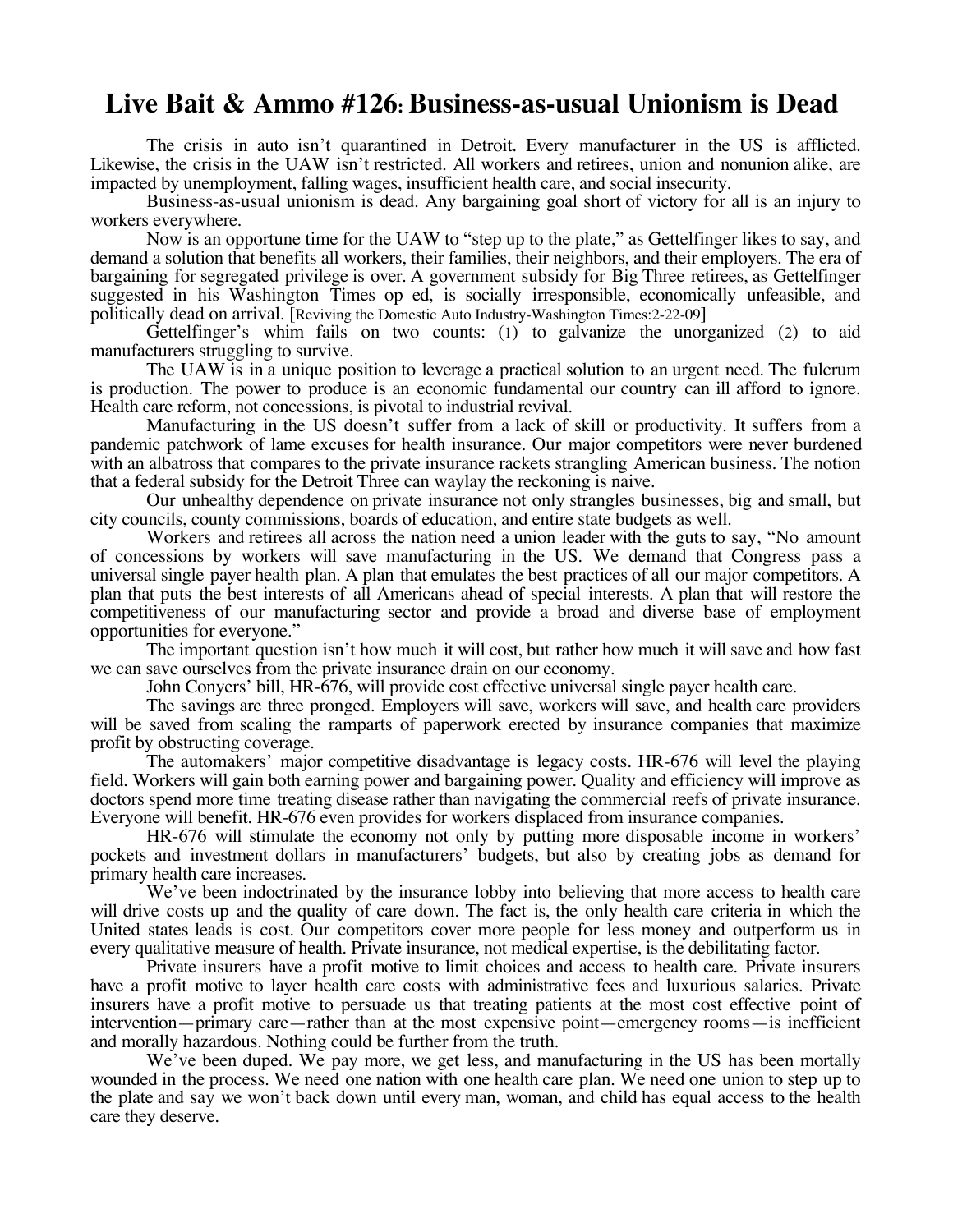# Live Bait & Ammo #126: Business-as-usual Unionism is Dead

The crisis in auto isn't quarantined in Detroit. Every manufacturer in the US is afflicted. Likewise, the crisis in the UAW isn't restricted. All workers and retirees, union and nonunion alike, are impacted by unemployment, falling wages, insufficient health care, and social insecurity.

Business-as-usual unionism is dead. Any bargaining goal short of victory for all is an injury to workers everywhere.

Now is an opportune time for the UAW to "step up to the plate," as Gettelfinger likes to say, and demand a solution that benefits all workers, their families, their neighbors, and their employers. The era of bargaining for segregated privilege is over. A government subsidy for Big Three retirees, as Gettelfinger suggested in his Washington Times op ed, is socially irresponsible, economically unfeasible, and politically dead on arrival. [Reviving the Domestic Auto Industry-Washington Times:2-22-09]

Gettelfinger's whim fails on two counts: (1) to galvanize the unorganized (2) to aid manufacturers struggling to survive.

The UAW is in a unique position to leverage a practical solution to an urgent need. The fulcrum is production. The power to produce is an economic fundamental our country can ill afford to ignore. Health care reform, not concessions, is pivotal to industrial revival.

Manufacturing in the US doesn't suffer from a lack of skill or productivity. It suffers from a pandemic patchwork of lame excuses for health insurance. Our major competitors were never burdened with an albatross that compares to the private insurance rackets strangling American business. The notion that a federal subsidy for the Detroit Three can waylay the reckoning is naive.

Our unhealthy dependence on private insurance not only strangles businesses, big and small, but city councils, county commissions, boards of education, and entire state budgets as well.

Workers and retirees all across the nation need a union leader with the guts to say, "No amount of concessions by workers will save manufacturing in the US. We demand that Congress pass a universal single payer health plan. A plan that emulates the best practices of all our major competitors. A plan that puts the best interests of all Americans ahead of special interests. A plan that will restore the competitiveness of our manufacturing sector and provide a broad and diverse base of employment opportunities for everyone."

The important question isn't how much it will cost, but rather how much it will save and how fast we can save ourselves from the private insurance drain on our economy.

John Conyers' bill, HR-676, will provide cost effective universal single payer health care.

The savings are three pronged. Employers will save, workers will save, and health care providers will be saved from scaling the ramparts of paperwork erected by insurance companies that maximize profit by obstructing coverage.

The automakers' major competitive disadvantage is legacy costs. HR-676 will level the playing field. Workers will gain both earning power and bargaining power. Quality and efficiency will improve as doctors spend more time treating disease rather than navigating the commercial reefs of private insurance. Everyone will benefit. HR-676 even provides for workers displaced from insurance companies.

HR-676 will stimulate the economy not only by putting more disposable income in workers' pockets and investment dollars in manufacturers' budgets, but also by creating jobs as demand for primary health care increases.

We've been indoctrinated by the insurance lobby into believing that more access to health care will drive costs up and the quality of care down. The fact is, the only health care criteria in which the United states leads is cost. Our competitors cover more people for less money and outperform us in every qualitative measure of health. Private insurance, not medical expertise, is the debilitating factor.

Private insurers have a profit motive to limit choices and access to health care. Private insurers have a profit motive to layer health care costs with administrative fees and luxurious salaries. Private insurers have a profit motive to persuade us that treating patients at the most cost effective point of intervention—primary care—rather than at the most expensive point—emergency rooms—is inefficient and morally hazardous. Nothing could be further from the truth.

We've been duped. We pay more, we get less, and manufacturing in the US has been mortally wounded in the process. We need one nation with one health care plan. We need one union to step up to the plate and say we won't back down until every man, woman, and child has equal access to the health care they deserve.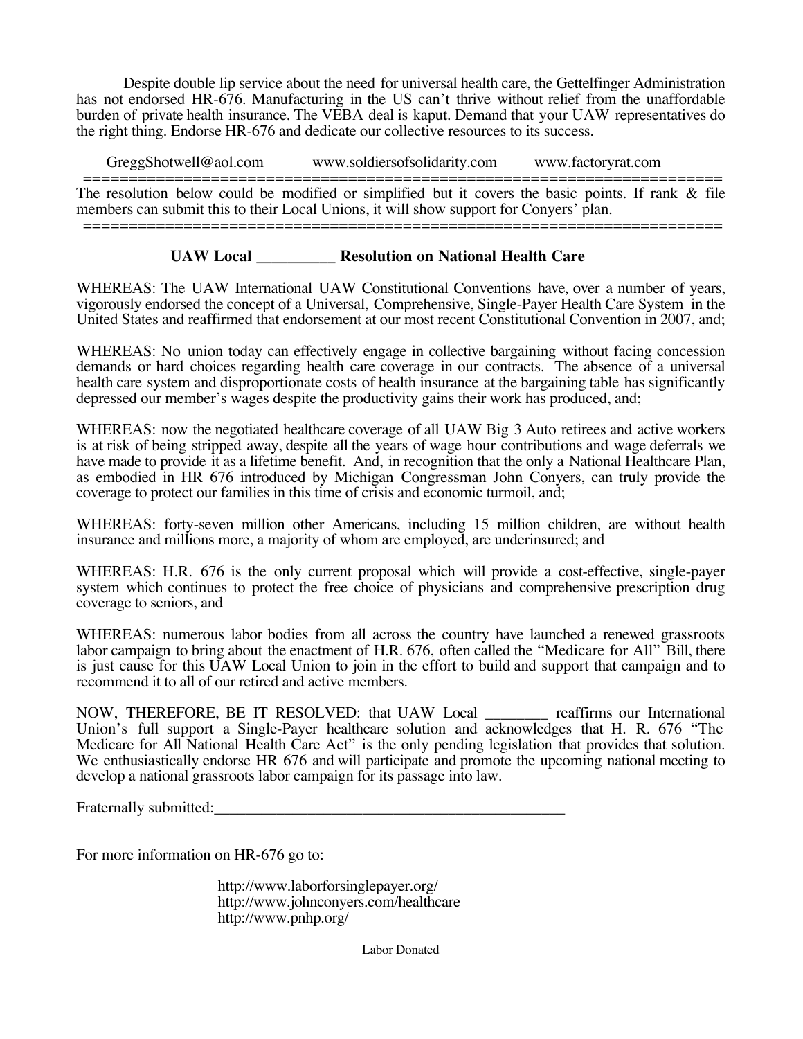Despite double lip service about the need for universal health care, the Gettelfinger Administration has not endorsed HR-676. Manufacturing in the US can't thrive without relief from the unaffordable burden of private health insurance. The VEBA deal is kaput. Demand that your UAW representatives do the right thing. Endorse HR-676 and dedicate our collective resources to its success.

GreggShotwell@aol.com www.soldiersofsolidarity.com www.factoryrat.com

===========================================================================

The resolution below could be modified or simplified but it covers the basic points. If rank & file members can submit this to their Local Unions, it will show support for Conyers' plan.

===========================================================================

## UAW Local __________ Resolution on National Health Care

WHEREAS: The UAW International UAW Constitutional Conventions have, over a number of years, vigorously endorsed the concept of a Universal, Comprehensive, Single-Payer Health Care System in the United States and reaffirmed that endorsement at our most recent Constitutional Convention in 2007, and;

WHEREAS: No union today can effectively engage in collective bargaining without facing concession demands or hard choices regarding health care coverage in our contracts. The absence of a universal health care system and disproportionate costs of health insurance at the bargaining table has significantly depressed our member's wages despite the productivity gains their work has produced, and;

WHEREAS: now the negotiated healthcare coverage of all UAW Big 3 Auto retirees and active workers is at risk of being stripped away, despite all the years of wage hour contributions and wage deferrals we have made to provide it as a lifetime benefit. And, in recognition that the only a National Healthcare Plan, as embodied in HR 676 introduced by Michigan Congressman John Conyers, can truly provide the coverage to protect our families in this time of crisis and economic turmoil, and;

WHEREAS: forty-seven million other Americans, including 15 million children, are without health insurance and millions more, a majority of whom are employed, are underinsured; and

WHEREAS: H.R. 676 is the only current proposal which will provide a cost-effective, single-payer system which continues to protect the free choice of physicians and comprehensive prescription drug coverage to seniors, and

WHEREAS: numerous labor bodies from all across the country have launched a renewed grassroots labor campaign to bring about the enactment of H.R. 676, often called the "Medicare for All" Bill, there is just cause for this UAW Local Union to join in the effort to build and support that campaign and to recommend it to all of our retired and active members.

NOW, THEREFORE, BE IT RESOLVED: that UAW Local ________ reaffirms our International Union's full support a Single-Payer healthcare solution and acknowledges that H. R. 676 "The Medicare for All National Health Care Act" is the only pending legislation that provides that solution. We enthusiastically endorse HR 676 and will participate and promote the upcoming national meeting to develop a national grassroots labor campaign for its passage into law.

Fraternally submitted:______________________________________________

For more information on HR-676 go to:

http://www.laborforsinglepayer.org/
http://www.johnconyers.com/healthcare
http://www.pnhp.org/

Labor Donated